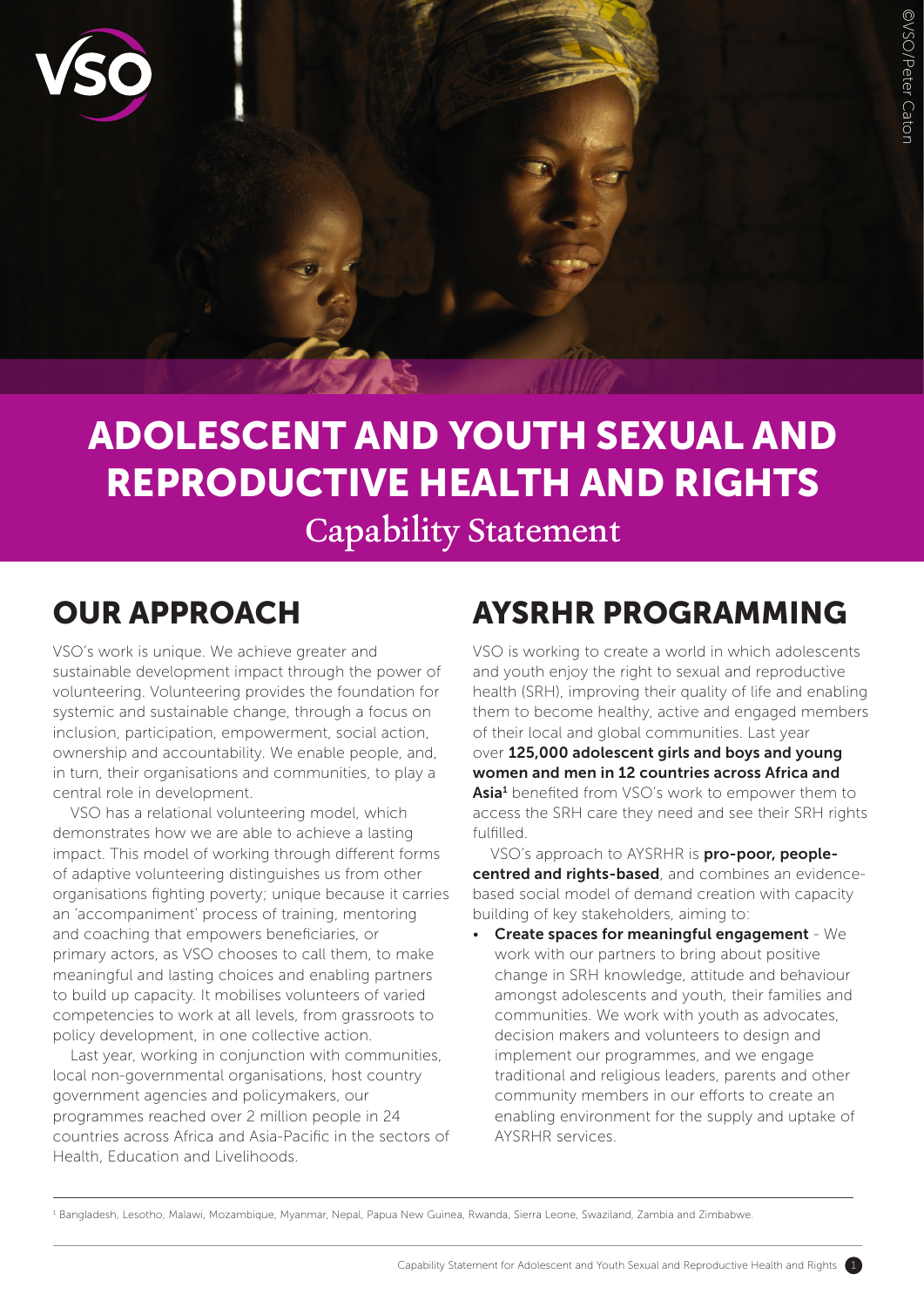# ADOLESCENT AND YOUTH SEXUAL AND REPRODUCTIVE HEALTH AND RIGHTS

Capability Statement

## OUR APPROACH

VSO's work is unique. We achieve greater and sustainable development impact through the power of volunteering. Volunteering provides the foundation for systemic and sustainable change, through a focus on inclusion, participation, empowerment, social action, ownership and accountability. We enable people, and, in turn, their organisations and communities, to play a central role in development.

VSO has a relational volunteering model, which demonstrates how we are able to achieve a lasting impact. This model of working through different forms of adaptive volunteering distinguishes us from other organisations fighting poverty; unique because it carries an 'accompaniment' process of training, mentoring and coaching that empowers beneficiaries, or primary actors, as VSO chooses to call them, to make meaningful and lasting choices and enabling partners to build up capacity. It mobilises volunteers of varied competencies to work at all levels, from grassroots to policy development, in one collective action.

Last year, working in conjunction with communities, local non-governmental organisations, host country government agencies and policymakers, our programmes reached over 2 million people in 24 countries across Africa and Asia-Pacific in the sectors of Health, Education and Livelihoods.

## AYSRHR PROGRAMMING

VSO is working to create a world in which adolescents and youth enjoy the right to sexual and reproductive health (SRH), improving their quality of life and enabling them to become healthy, active and engaged members of their local and global communities. Last year over **125,000 adolescent girls and boys and young women and men in 12 countries across Africa and Asia**[1] benefited from VSO's work to empower them to access the SRH care they need and see their SRH rights fulfilled.

VSO's approach to AYSRHR is **pro-poor, people-centred and rights-based**, and combines an evidence-based social model of demand creation with capacity building of key stakeholders, aiming to:

- **Create spaces for meaningful engagement** - We work with our partners to bring about positive change in SRH knowledge, attitude and behaviour amongst adolescents and youth, their families and communities. We work with youth as advocates, decision makers and volunteers to design and implement our programmes, and we engage traditional and religious leaders, parents and other community members in our efforts to create an enabling environment for the supply and uptake of AYSRHR services.

[1] Bangladesh, Lesotho, Malawi, Mozambique, Myanmar, Nepal, Papua New Guinea, Rwanda, Sierra Leone, Swaziland, Zambia and Zimbabwe.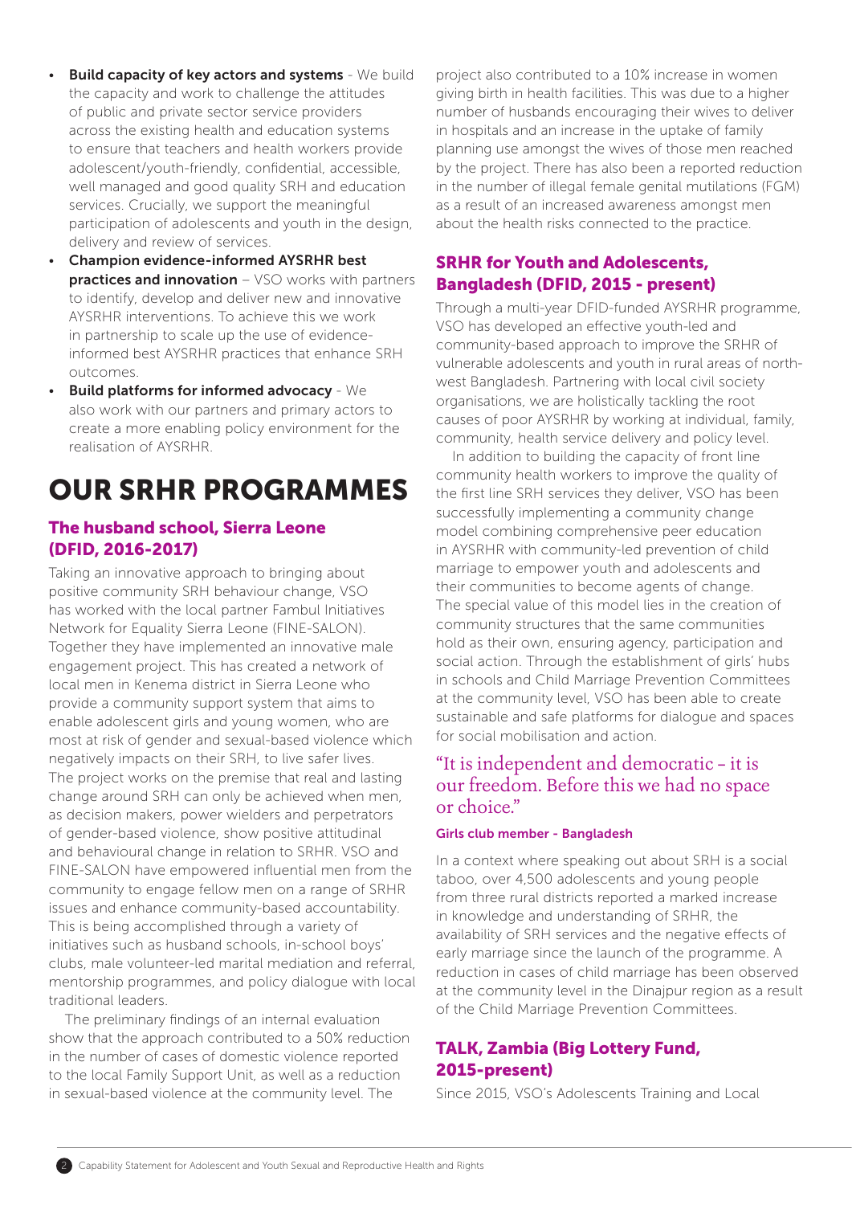- **Build capacity of key actors and systems** - We build the capacity and work to challenge the attitudes of public and private sector service providers across the existing health and education systems to ensure that teachers and health workers provide adolescent/youth-friendly, confidential, accessible, well managed and good quality SRH and education services. Crucially, we support the meaningful participation of adolescents and youth in the design, delivery and review of services.
- **Champion evidence-informed AYSRHR best practices and innovation** – VSO works with partners to identify, develop and deliver new and innovative AYSRHR interventions. To achieve this we work in partnership to scale up the use of evidence-informed best AYSRHR practices that enhance SRH outcomes.
- **Build platforms for informed advocacy** - We also work with our partners and primary actors to create a more enabling policy environment for the realisation of AYSRHR.

# OUR SRHR PROGRAMMES

## The husband school, Sierra Leone (DFID, 2016-2017)

Taking an innovative approach to bringing about positive community SRH behaviour change, VSO has worked with the local partner Fambul Initiatives Network for Equality Sierra Leone (FINE-SALON). Together they have implemented an innovative male engagement project. This has created a network of local men in Kenema district in Sierra Leone who provide a community support system that aims to enable adolescent girls and young women, who are most at risk of gender and sexual-based violence which negatively impacts on their SRH, to live safer lives. The project works on the premise that real and lasting change around SRH can only be achieved when men, as decision makers, power wielders and perpetrators of gender-based violence, show positive attitudinal and behavioural change in relation to SRHR. VSO and FINE-SALON have empowered influential men from the community to engage fellow men on a range of SRHR issues and enhance community-based accountability. This is being accomplished through a variety of initiatives such as husband schools, in-school boys' clubs, male volunteer-led marital mediation and referral, mentorship programmes, and policy dialogue with local traditional leaders.

The preliminary findings of an internal evaluation show that the approach contributed to a 50% reduction in the number of cases of domestic violence reported to the local Family Support Unit, as well as a reduction in sexual-based violence at the community level. The project also contributed to a 10% increase in women giving birth in health facilities. This was due to a higher number of husbands encouraging their wives to deliver in hospitals and an increase in the uptake of family planning use amongst the wives of those men reached by the project. There has also been a reported reduction in the number of illegal female genital mutilations (FGM) as a result of an increased awareness amongst men about the health risks connected to the practice.

## SRHR for Youth and Adolescents, Bangladesh (DFID, 2015 - present)

Through a multi-year DFID-funded AYSRHR programme, VSO has developed an effective youth-led and community-based approach to improve the SRHR of vulnerable adolescents and youth in rural areas of north-west Bangladesh. Partnering with local civil society organisations, we are holistically tackling the root causes of poor AYSRHR by working at individual, family, community, health service delivery and policy level.

In addition to building the capacity of front line community health workers to improve the quality of the first line SRH services they deliver, VSO has been successfully implementing a community change model combining comprehensive peer education in AYSRHR with community-led prevention of child marriage to empower youth and adolescents and their communities to become agents of change. The special value of this model lies in the creation of community structures that the same communities hold as their own, ensuring agency, participation and social action. Through the establishment of girls' hubs in schools and Child Marriage Prevention Committees at the community level, VSO has been able to create sustainable and safe platforms for dialogue and spaces for social mobilisation and action.

> "It is independent and democratic – it is our freedom. Before this we had no space or choice."
>
> **Girls club member - Bangladesh**

In a context where speaking out about SRH is a social taboo, over 4,500 adolescents and young people from three rural districts reported a marked increase in knowledge and understanding of SRHR, the availability of SRH services and the negative effects of early marriage since the launch of the programme. A reduction in cases of child marriage has been observed at the community level in the Dinajpur region as a result of the Child Marriage Prevention Committees.

## TALK, Zambia (Big Lottery Fund, 2015-present)

Since 2015, VSO's Adolescents Training and Local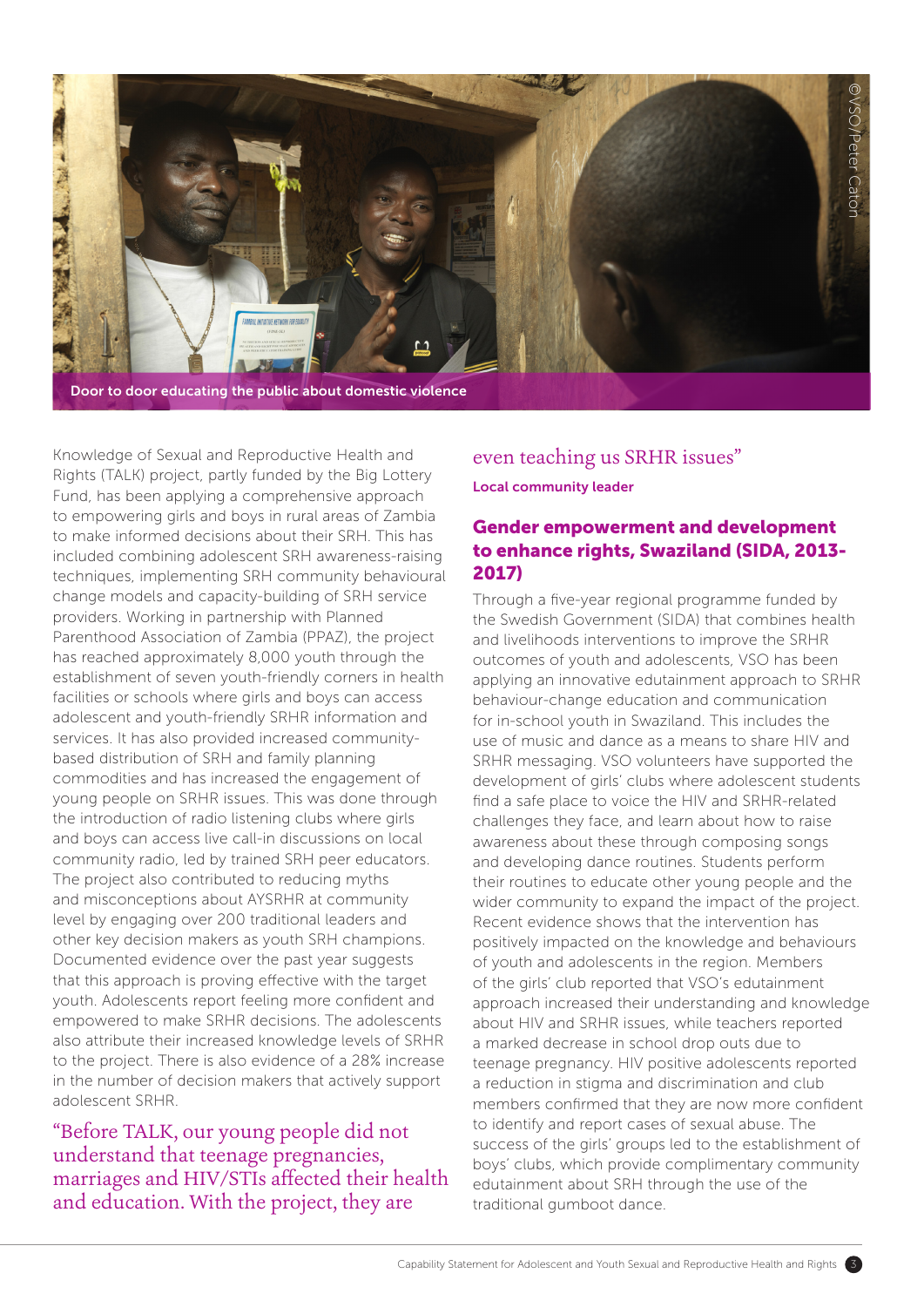Door to door educating the public about domestic violence

Knowledge of Sexual and Reproductive Health and Rights (TALK) project, partly funded by the Big Lottery Fund, has been applying a comprehensive approach to empowering girls and boys in rural areas of Zambia to make informed decisions about their SRH. This has included combining adolescent SRH awareness-raising techniques, implementing SRH community behavioural change models and capacity-building of SRH service providers. Working in partnership with Planned Parenthood Association of Zambia (PPAZ), the project has reached approximately 8,000 youth through the establishment of seven youth-friendly corners in health facilities or schools where girls and boys can access adolescent and youth-friendly SRHR information and services. It has also provided increased community-based distribution of SRH and family planning commodities and has increased the engagement of young people on SRHR issues. This was done through the introduction of radio listening clubs where girls and boys can access live call-in discussions on local community radio, led by trained SRH peer educators. The project also contributed to reducing myths and misconceptions about AYSRHR at community level by engaging over 200 traditional leaders and other key decision makers as youth SRH champions. Documented evidence over the past year suggests that this approach is proving effective with the target youth. Adolescents report feeling more confident and empowered to make SRHR decisions. The adolescents also attribute their increased knowledge levels of SRHR to the project. There is also evidence of a 28% increase in the number of decision makers that actively support adolescent SRHR.

"Before TALK, our young people did not understand that teenage pregnancies, marriages and HIV/STIs affected their health and education. With the project, they are even teaching us SRHR issues"

**Local community leader**

## Gender empowerment and development to enhance rights, Swaziland (SIDA, 2013-2017)

Through a five-year regional programme funded by the Swedish Government (SIDA) that combines health and livelihoods interventions to improve the SRHR outcomes of youth and adolescents, VSO has been applying an innovative edutainment approach to SRHR behaviour-change education and communication for in-school youth in Swaziland. This includes the use of music and dance as a means to share HIV and SRHR messaging. VSO volunteers have supported the development of girls' clubs where adolescent students find a safe place to voice the HIV and SRHR-related challenges they face, and learn about how to raise awareness about these through composing songs and developing dance routines. Students perform their routines to educate other young people and the wider community to expand the impact of the project. Recent evidence shows that the intervention has positively impacted on the knowledge and behaviours of youth and adolescents in the region. Members of the girls' club reported that VSO's edutainment approach increased their understanding and knowledge about HIV and SRHR issues, while teachers reported a marked decrease in school drop outs due to teenage pregnancy. HIV positive adolescents reported a reduction in stigma and discrimination and club members confirmed that they are now more confident to identify and report cases of sexual abuse. The success of the girls' groups led to the establishment of boys' clubs, which provide complimentary community edutainment about SRH through the use of the traditional gumboot dance.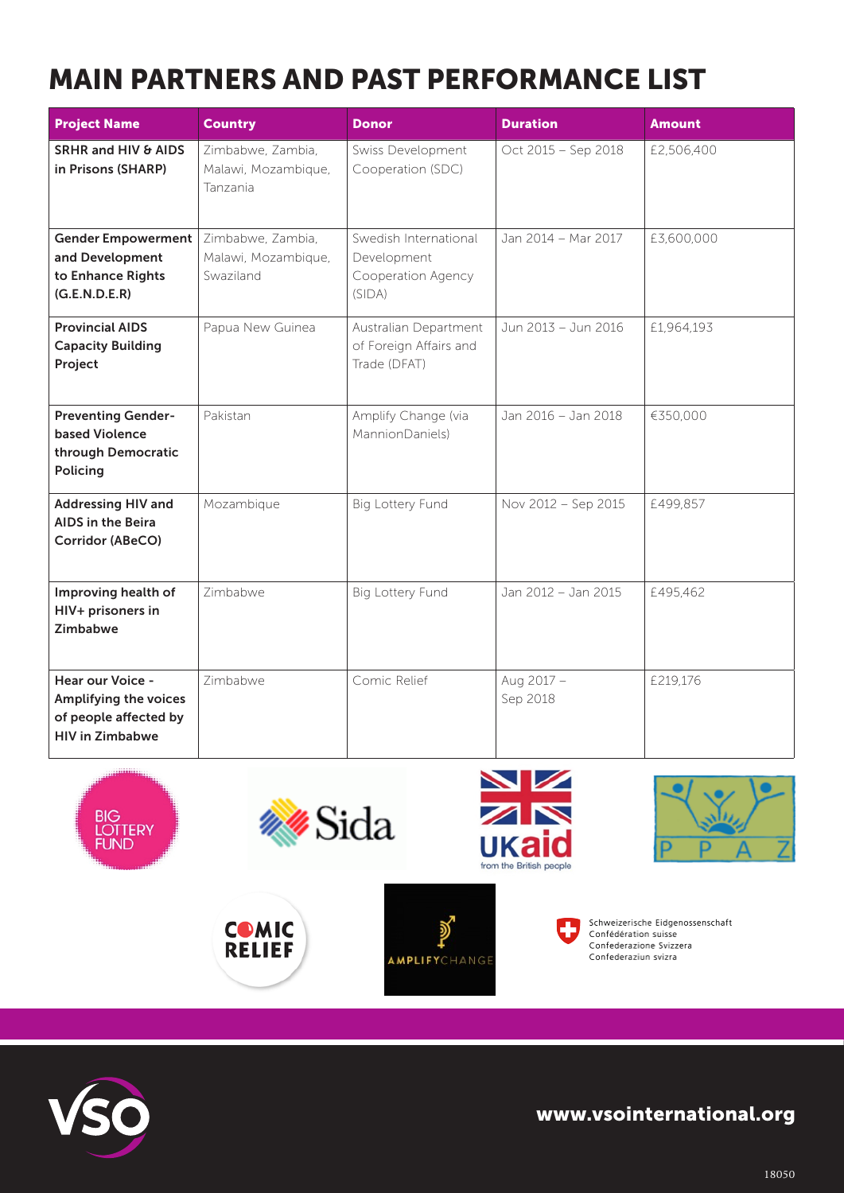# MAIN PARTNERS AND PAST PERFORMANCE LIST

| Project Name | Country | Donor | Duration | Amount |
|---|---|---|---|---|
| **SRHR and HIV & AIDS in Prisons (SHARP)** | Zimbabwe, Zambia, Malawi, Mozambique, Tanzania | Swiss Development Cooperation (SDC) | Oct 2015 – Sep 2018 | £2,506,400 |
| **Gender Empowerment and Development to Enhance Rights (G.E.N.D.E.R)** | Zimbabwe, Zambia, Malawi, Mozambique, Swaziland | Swedish International Development Cooperation Agency (SIDA) | Jan 2014 – Mar 2017 | £3,600,000 |
| **Provincial AIDS Capacity Building Project** | Papua New Guinea | Australian Department of Foreign Affairs and Trade (DFAT) | Jun 2013 – Jun 2016 | £1,964,193 |
| **Preventing Gender-based Violence through Democratic Policing** | Pakistan | Amplify Change (via MannionDaniels) | Jan 2016 – Jan 2018 | €350,000 |
| **Addressing HIV and AIDS in the Beira Corridor (ABeCO)** | Mozambique | Big Lottery Fund | Nov 2012 – Sep 2015 | £499,857 |
| **Improving health of HIV+ prisoners in Zimbabwe** | Zimbabwe | Big Lottery Fund | Jan 2012 – Jan 2015 | £495,462 |
| **Hear our Voice - Amplifying the voices of people affected by HIV in Zimbabwe** | Zimbabwe | Comic Relief | Aug 2017 – Sep 2018 | £219,176 |

www.vsointernational.org

18050